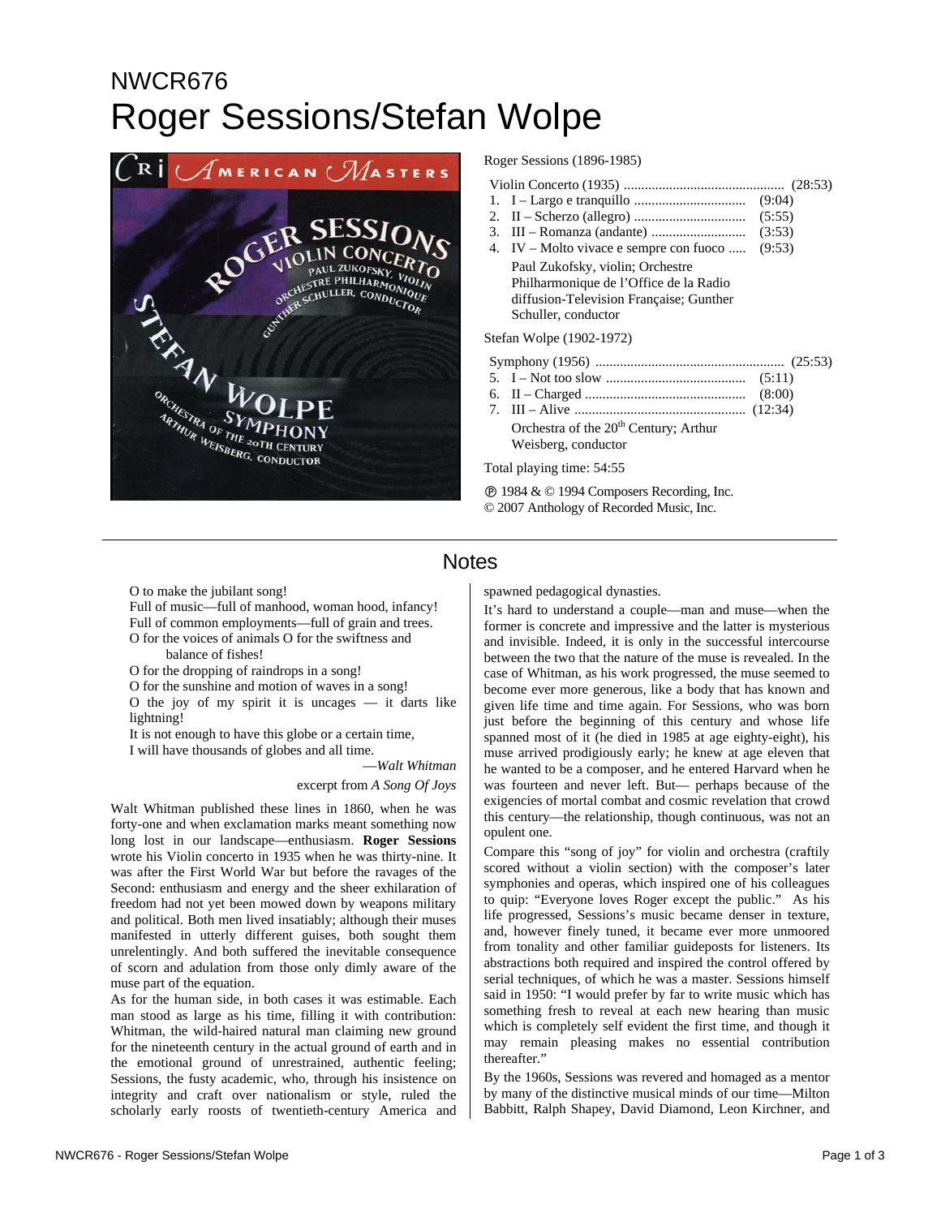NWCR676

# Roger Sessions/Stefan Wolpe

Roger Sessions (1896-1985)

Violin Concerto (1935) ............................................. (28:53)

1. I – Largo e tranquillo ................................ (9:04)
2. II – Scherzo (allegro) ................................ (5:55)
3. III – Romanza (andante) ........................... (3:53)
4. IV – Molto vivace e sempre con fuoco ..... (9:53)

Paul Zukofsky, violin; Orchestre Philharmonique de l'Office de la Radio diffusion-Television Française; Gunther Schuller, conductor

Stefan Wolpe (1902-1972)

Symphony (1956) ..................................................... (25:53)

5. I – Not too slow ........................................ (5:11)
6. II – Charged .............................................. (8:00)
7. III – Alive ................................................. (12:34)

Orchestra of the 20th Century; Arthur Weisberg, conductor

Total playing time: 54:55

℗ 1984 & © 1994 Composers Recording, Inc.
© 2007 Anthology of Recorded Music, Inc.

## Notes

O to make the jubilant song!
Full of music—full of manhood, woman hood, infancy!
Full of common employments—full of grain and trees.
O for the voices of animals O for the swiftness and balance of fishes!
O for the dropping of raindrops in a song!
O for the sunshine and motion of waves in a song!
O the joy of my spirit it is uncages — it darts like lightning!
It is not enough to have this globe or a certain time,
I will have thousands of globes and all time.

—*Walt Whitman*
excerpt from *A Song Of Joys*

Walt Whitman published these lines in 1860, when he was forty-one and when exclamation marks meant something now long lost in our landscape—enthusiasm. **Roger Sessions** wrote his Violin concerto in 1935 when he was thirty-nine. It was after the First World War but before the ravages of the Second: enthusiasm and energy and the sheer exhilaration of freedom had not yet been mowed down by weapons military and political. Both men lived insatiably; although their muses manifested in utterly different guises, both sought them unrelentingly. And both suffered the inevitable consequence of scorn and adulation from those only dimly aware of the muse part of the equation.

As for the human side, in both cases it was estimable. Each man stood as large as his time, filling it with contribution: Whitman, the wild-haired natural man claiming new ground for the nineteenth century in the actual ground of earth and in the emotional ground of unrestrained, authentic feeling; Sessions, the fusty academic, who, through his insistence on integrity and craft over nationalism or style, ruled the scholarly early roosts of twentieth-century America and spawned pedagogical dynasties.

It's hard to understand a couple—man and muse—when the former is concrete and impressive and the latter is mysterious and invisible. Indeed, it is only in the successful intercourse between the two that the nature of the muse is revealed. In the case of Whitman, as his work progressed, the muse seemed to become ever more generous, like a body that has known and given life time and time again. For Sessions, who was born just before the beginning of this century and whose life spanned most of it (he died in 1985 at age eighty-eight), his muse arrived prodigiously early; he knew at age eleven that he wanted to be a composer, and he entered Harvard when he was fourteen and never left. But— perhaps because of the exigencies of mortal combat and cosmic revelation that crowd this century—the relationship, though continuous, was not an opulent one.

Compare this "song of joy" for violin and orchestra (craftily scored without a violin section) with the composer's later symphonies and operas, which inspired one of his colleagues to quip: "Everyone loves Roger except the public." As his life progressed, Sessions's music became denser in texture, and, however finely tuned, it became ever more unmoored from tonality and other familiar guideposts for listeners. Its abstractions both required and inspired the control offered by serial techniques, of which he was a master. Sessions himself said in 1950: "I would prefer by far to write music which has something fresh to reveal at each new hearing than music which is completely self evident the first time, and though it may remain pleasing makes no essential contribution thereafter."

By the 1960s, Sessions was revered and homaged as a mentor by many of the distinctive musical minds of our time—Milton Babbitt, Ralph Shapey, David Diamond, Leon Kirchner, and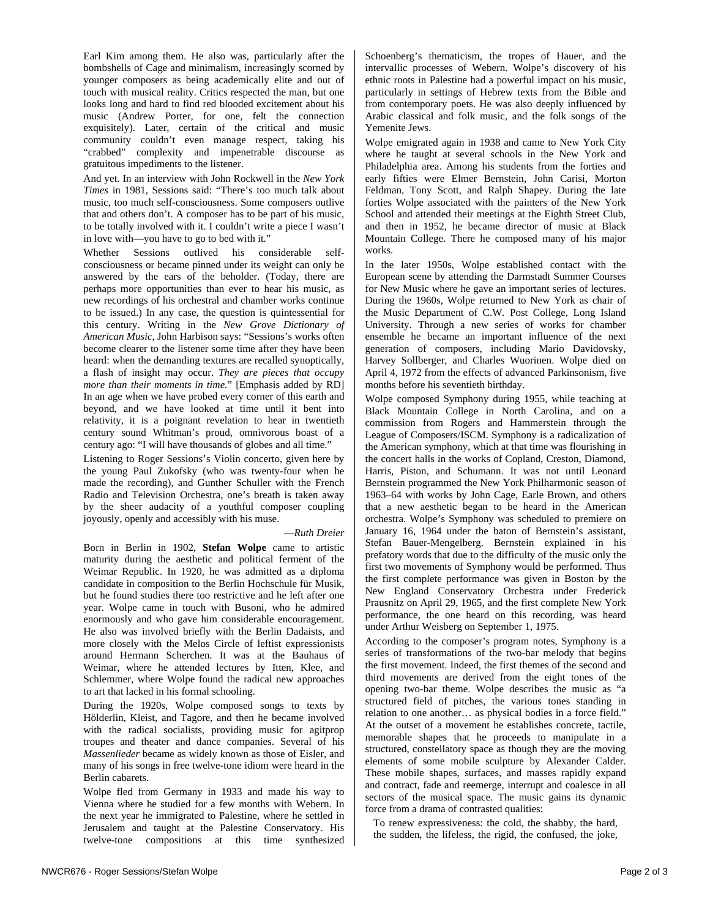Earl Kim among them. He also was, particularly after the bombshells of Cage and minimalism, increasingly scorned by younger composers as being academically elite and out of touch with musical reality. Critics respected the man, but one looks long and hard to find red blooded excitement about his music (Andrew Porter, for one, felt the connection exquisitely). Later, certain of the critical and music community couldn't even manage respect, taking his "crabbed" complexity and impenetrable discourse as gratuitous impediments to the listener.

And yet. In an interview with John Rockwell in the *New York Times* in 1981, Sessions said: "There's too much talk about music, too much self-consciousness. Some composers outlive that and others don't. A composer has to be part of his music, to be totally involved with it. I couldn't write a piece I wasn't in love with—you have to go to bed with it."

Whether Sessions outlived his considerable self-consciousness or became pinned under its weight can only be answered by the ears of the beholder. (Today, there are perhaps more opportunities than ever to hear his music, as new recordings of his orchestral and chamber works continue to be issued.) In any case, the question is quintessential for this century. Writing in the *New Grove Dictionary of American Music*, John Harbison says: "Sessions's works often become clearer to the listener some time after they have been heard: when the demanding textures are recalled synoptically, a flash of insight may occur. *They are pieces that occupy more than their moments in time.*" [Emphasis added by RD] In an age when we have probed every corner of this earth and beyond, and we have looked at time until it bent into relativity, it is a poignant revelation to hear in twentieth century sound Whitman's proud, omnivorous boast of a century ago: "I will have thousands of globes and all time."

Listening to Roger Sessions's Violin concerto, given here by the young Paul Zukofsky (who was twenty-four when he made the recording), and Gunther Schuller with the French Radio and Television Orchestra, one's breath is taken away by the sheer audacity of a youthful composer coupling joyously, openly and accessibly with his muse.

—*Ruth Dreier*

Born in Berlin in 1902, **Stefan Wolpe** came to artistic maturity during the aesthetic and political ferment of the Weimar Republic. In 1920, he was admitted as a diploma candidate in composition to the Berlin Hochschule für Musik, but he found studies there too restrictive and he left after one year. Wolpe came in touch with Busoni, who he admired enormously and who gave him considerable encouragement. He also was involved briefly with the Berlin Dadaists, and more closely with the Melos Circle of leftist expressionists around Hermann Scherchen. It was at the Bauhaus of Weimar, where he attended lectures by Itten, Klee, and Schlemmer, where Wolpe found the radical new approaches to art that lacked in his formal schooling.

During the 1920s, Wolpe composed songs to texts by Hölderlin, Kleist, and Tagore, and then he became involved with the radical socialists, providing music for agitprop troupes and theater and dance companies. Several of his *Massenlieder* became as widely known as those of Eisler, and many of his songs in free twelve-tone idiom were heard in the Berlin cabarets.

Wolpe fled from Germany in 1933 and made his way to Vienna where he studied for a few months with Webern. In the next year he immigrated to Palestine, where he settled in Jerusalem and taught at the Palestine Conservatory. His twelve-tone compositions at this time synthesized Schoenberg's thematicism, the tropes of Hauer, and the intervallic processes of Webern. Wolpe's discovery of his ethnic roots in Palestine had a powerful impact on his music, particularly in settings of Hebrew texts from the Bible and from contemporary poets. He was also deeply influenced by Arabic classical and folk music, and the folk songs of the Yemenite Jews.

Wolpe emigrated again in 1938 and came to New York City where he taught at several schools in the New York and Philadelphia area. Among his students from the forties and early fifties were Elmer Bernstein, John Carisi, Morton Feldman, Tony Scott, and Ralph Shapey. During the late forties Wolpe associated with the painters of the New York School and attended their meetings at the Eighth Street Club, and then in 1952, he became director of music at Black Mountain College. There he composed many of his major works.

In the later 1950s, Wolpe established contact with the European scene by attending the Darmstadt Summer Courses for New Music where he gave an important series of lectures. During the 1960s, Wolpe returned to New York as chair of the Music Department of C.W. Post College, Long Island University. Through a new series of works for chamber ensemble he became an important influence of the next generation of composers, including Mario Davidovsky, Harvey Sollberger, and Charles Wuorinen. Wolpe died on April 4, 1972 from the effects of advanced Parkinsonism, five months before his seventieth birthday.

Wolpe composed Symphony during 1955, while teaching at Black Mountain College in North Carolina, and on a commission from Rogers and Hammerstein through the League of Composers/ISCM. Symphony is a radicalization of the American symphony, which at that time was flourishing in the concert halls in the works of Copland, Creston, Diamond, Harris, Piston, and Schumann. It was not until Leonard Bernstein programmed the New York Philharmonic season of 1963–64 with works by John Cage, Earle Brown, and others that a new aesthetic began to be heard in the American orchestra. Wolpe's Symphony was scheduled to premiere on January 16, 1964 under the baton of Bernstein's assistant, Stefan Bauer-Mengelberg. Bernstein explained in his prefatory words that due to the difficulty of the music only the first two movements of Symphony would be performed. Thus the first complete performance was given in Boston by the New England Conservatory Orchestra under Frederick Prausnitz on April 29, 1965, and the first complete New York performance, the one heard on this recording, was heard under Arthur Weisberg on September 1, 1975.

According to the composer's program notes, Symphony is a series of transformations of the two-bar melody that begins the first movement. Indeed, the first themes of the second and third movements are derived from the eight tones of the opening two-bar theme. Wolpe describes the music as "a structured field of pitches, the various tones standing in relation to one another… as physical bodies in a force field." At the outset of a movement he establishes concrete, tactile, memorable shapes that he proceeds to manipulate in a structured, constellatory space as though they are the moving elements of some mobile sculpture by Alexander Calder. These mobile shapes, surfaces, and masses rapidly expand and contract, fade and reemerge, interrupt and coalesce in all sectors of the musical space. The music gains its dynamic force from a drama of contrasted qualities:

> To renew expressiveness: the cold, the shabby, the hard, the sudden, the lifeless, the rigid, the confused, the joke,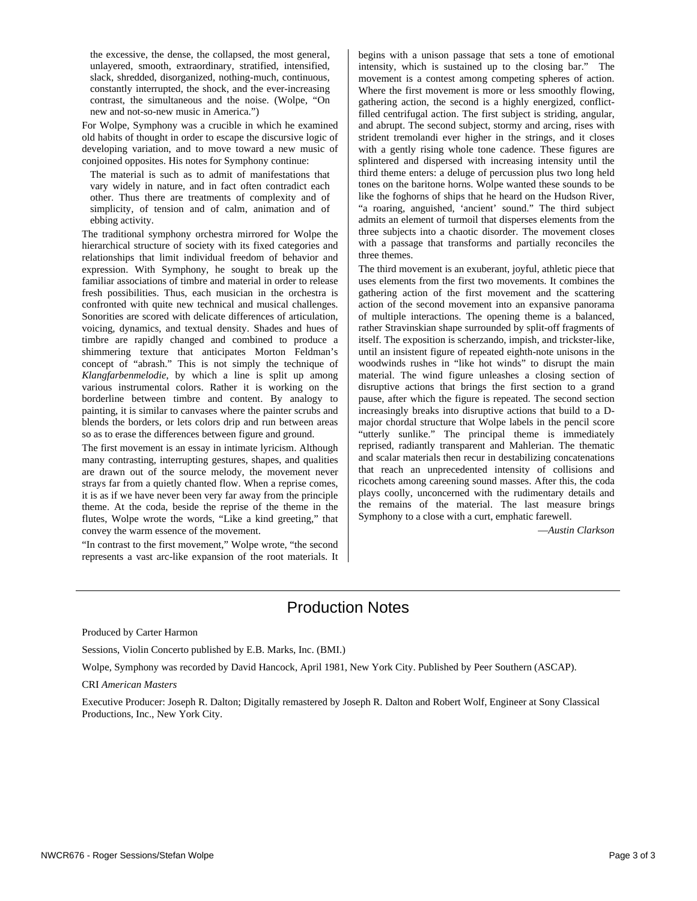> the excessive, the dense, the collapsed, the most general, unlayered, smooth, extraordinary, stratified, intensified, slack, shredded, disorganized, nothing-much, continuous, constantly interrupted, the shock, and the ever-increasing contrast, the simultaneous and the noise. (Wolpe, "On new and not-so-new music in America.")

For Wolpe, Symphony was a crucible in which he examined old habits of thought in order to escape the discursive logic of developing variation, and to move toward a new music of conjoined opposites. His notes for Symphony continue:

> The material is such as to admit of manifestations that vary widely in nature, and in fact often contradict each other. Thus there are treatments of complexity and of simplicity, of tension and of calm, animation and of ebbing activity.

The traditional symphony orchestra mirrored for Wolpe the hierarchical structure of society with its fixed categories and relationships that limit individual freedom of behavior and expression. With Symphony, he sought to break up the familiar associations of timbre and material in order to release fresh possibilities. Thus, each musician in the orchestra is confronted with quite new technical and musical challenges. Sonorities are scored with delicate differences of articulation, voicing, dynamics, and textual density. Shades and hues of timbre are rapidly changed and combined to produce a shimmering texture that anticipates Morton Feldman's concept of "abrash." This is not simply the technique of *Klangfarbenmelodie*, by which a line is split up among various instrumental colors. Rather it is working on the borderline between timbre and content. By analogy to painting, it is similar to canvases where the painter scrubs and blends the borders, or lets colors drip and run between areas so as to erase the differences between figure and ground.

The first movement is an essay in intimate lyricism. Although many contrasting, interrupting gestures, shapes, and qualities are drawn out of the source melody, the movement never strays far from a quietly chanted flow. When a reprise comes, it is as if we have never been very far away from the principle theme. At the coda, beside the reprise of the theme in the flutes, Wolpe wrote the words, "Like a kind greeting," that convey the warm essence of the movement.

"In contrast to the first movement," Wolpe wrote, "the second represents a vast arc-like expansion of the root materials. It begins with a unison passage that sets a tone of emotional intensity, which is sustained up to the closing bar." The movement is a contest among competing spheres of action. Where the first movement is more or less smoothly flowing, gathering action, the second is a highly energized, conflict-filled centrifugal action. The first subject is striding, angular, and abrupt. The second subject, stormy and arcing, rises with strident tremolandi ever higher in the strings, and it closes with a gently rising whole tone cadence. These figures are splintered and dispersed with increasing intensity until the third theme enters: a deluge of percussion plus two long held tones on the baritone horns. Wolpe wanted these sounds to be like the foghorns of ships that he heard on the Hudson River, "a roaring, anguished, 'ancient' sound." The third subject admits an element of turmoil that disperses elements from the three subjects into a chaotic disorder. The movement closes with a passage that transforms and partially reconciles the three themes.

The third movement is an exuberant, joyful, athletic piece that uses elements from the first two movements. It combines the gathering action of the first movement and the scattering action of the second movement into an expansive panorama of multiple interactions. The opening theme is a balanced, rather Stravinskian shape surrounded by split-off fragments of itself. The exposition is scherzando, impish, and trickster-like, until an insistent figure of repeated eighth-note unisons in the woodwinds rushes in "like hot winds" to disrupt the main material. The wind figure unleashes a closing section of disruptive actions that brings the first section to a grand pause, after which the figure is repeated. The second section increasingly breaks into disruptive actions that build to a D-major chordal structure that Wolpe labels in the pencil score "utterly sunlike." The principal theme is immediately reprised, radiantly transparent and Mahlerian. The thematic and scalar materials then recur in destabilizing concatenations that reach an unprecedented intensity of collisions and ricochets among careening sound masses. After this, the coda plays coolly, unconcerned with the rudimentary details and the remains of the material. The last measure brings Symphony to a close with a curt, emphatic farewell.

—*Austin Clarkson*

# Production Notes

Produced by Carter Harmon

Sessions, Violin Concerto published by E.B. Marks, Inc. (BMI.)

Wolpe, Symphony was recorded by David Hancock, April 1981, New York City. Published by Peer Southern (ASCAP).

CRI *American Masters*

Executive Producer: Joseph R. Dalton; Digitally remastered by Joseph R. Dalton and Robert Wolf, Engineer at Sony Classical Productions, Inc., New York City.